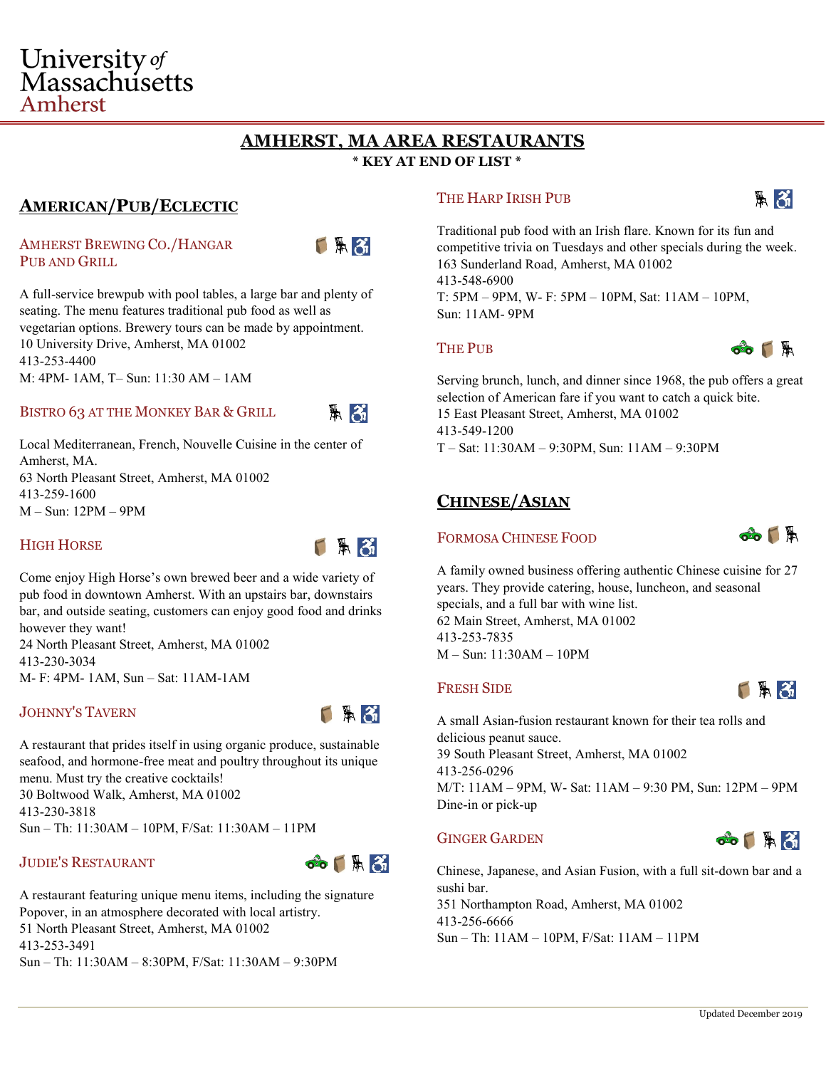University *of* Massachusetts Amherst

# AMHERST, MA AREA RESTAURANTS

**\* KEY AT END OF LIST \***

## AMERICAN/PUB/ECLECTIC

### AMHERST BREWING CO./HANGAR PUB AND GRILL

A full-service brewpub with pool tables, a large bar and plenty of seating. The menu features traditional pub food as well as vegetarian options. Brewery tours can be made by appointment.
10 University Drive, Amherst, MA 01002
413-253-4400
M: 4PM- 1AM, T– Sun: 11:30 AM – 1AM

### BISTRO 63 AT THE MONKEY BAR & GRILL

Local Mediterranean, French, Nouvelle Cuisine in the center of Amherst, MA.
63 North Pleasant Street, Amherst, MA 01002
413-259-1600
M – Sun: 12PM – 9PM

### HIGH HORSE

Come enjoy High Horse's own brewed beer and a wide variety of pub food in downtown Amherst. With an upstairs bar, downstairs bar, and outside seating, customers can enjoy good food and drinks however they want!
24 North Pleasant Street, Amherst, MA 01002
413-230-3034
M- F: 4PM- 1AM, Sun – Sat: 11AM-1AM

### JOHNNY'S TAVERN

A restaurant that prides itself in using organic produce, sustainable seafood, and hormone-free meat and poultry throughout its unique menu. Must try the creative cocktails!
30 Boltwood Walk, Amherst, MA 01002
413-230-3818
Sun – Th: 11:30AM – 10PM, F/Sat: 11:30AM – 11PM

### JUDIE'S RESTAURANT

A restaurant featuring unique menu items, including the signature Popover, in an atmosphere decorated with local artistry.
51 North Pleasant Street, Amherst, MA 01002
413-253-3491
Sun – Th: 11:30AM – 8:30PM, F/Sat: 11:30AM – 9:30PM

### THE HARP IRISH PUB

Traditional pub food with an Irish flare. Known for its fun and competitive trivia on Tuesdays and other specials during the week.
163 Sunderland Road, Amherst, MA 01002
413-548-6900
T: 5PM – 9PM, W- F: 5PM – 10PM, Sat: 11AM – 10PM, Sun: 11AM- 9PM

### THE PUB

Serving brunch, lunch, and dinner since 1968, the pub offers a great selection of American fare if you want to catch a quick bite.
15 East Pleasant Street, Amherst, MA 01002
413-549-1200
T – Sat: 11:30AM – 9:30PM, Sun: 11AM – 9:30PM

## CHINESE/ASIAN

### FORMOSA CHINESE FOOD

A family owned business offering authentic Chinese cuisine for 27 years. They provide catering, house, luncheon, and seasonal specials, and a full bar with wine list.
62 Main Street, Amherst, MA 01002
413-253-7835
M – Sun: 11:30AM – 10PM

### FRESH SIDE

A small Asian-fusion restaurant known for their tea rolls and delicious peanut sauce.
39 South Pleasant Street, Amherst, MA 01002
413-256-0296
M/T: 11AM – 9PM, W- Sat: 11AM – 9:30 PM, Sun: 12PM – 9PM
Dine-in or pick-up

### GINGER GARDEN

Chinese, Japanese, and Asian Fusion, with a full sit-down bar and a sushi bar.
351 Northampton Road, Amherst, MA 01002
413-256-6666
Sun – Th: 11AM – 10PM, F/Sat: 11AM – 11PM

Updated December 2019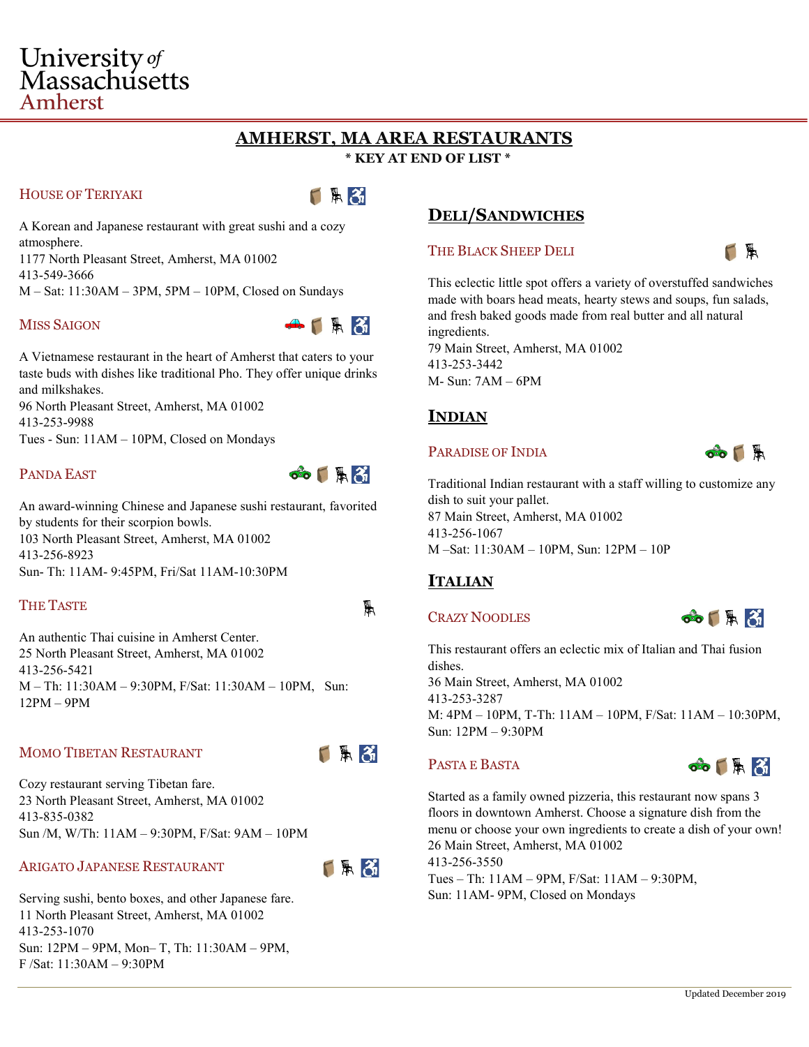University of Massachusetts Amherst

# AMHERST, MA AREA RESTAURANTS

**\* KEY AT END OF LIST \***

### HOUSE OF TERIYAKI

A Korean and Japanese restaurant with great sushi and a cozy atmosphere.
1177 North Pleasant Street, Amherst, MA 01002
413-549-3666
M – Sat: 11:30AM – 3PM, 5PM – 10PM, Closed on Sundays

### MISS SAIGON

A Vietnamese restaurant in the heart of Amherst that caters to your taste buds with dishes like traditional Pho. They offer unique drinks and milkshakes.
96 North Pleasant Street, Amherst, MA 01002
413-253-9988
Tues - Sun: 11AM – 10PM, Closed on Mondays

### PANDA EAST

An award-winning Chinese and Japanese sushi restaurant, favorited by students for their scorpion bowls.
103 North Pleasant Street, Amherst, MA 01002
413-256-8923
Sun- Th: 11AM- 9:45PM, Fri/Sat 11AM-10:30PM

### THE TASTE

An authentic Thai cuisine in Amherst Center.
25 North Pleasant Street, Amherst, MA 01002
413-256-5421
M – Th: 11:30AM – 9:30PM, F/Sat: 11:30AM – 10PM, Sun: 12PM – 9PM

### MOMO TIBETAN RESTAURANT

Cozy restaurant serving Tibetan fare.
23 North Pleasant Street, Amherst, MA 01002
413-835-0382
Sun /M, W/Th: 11AM – 9:30PM, F/Sat: 9AM – 10PM

### ARIGATO JAPANESE RESTAURANT

Serving sushi, bento boxes, and other Japanese fare.
11 North Pleasant Street, Amherst, MA 01002
413-253-1070
Sun: 12PM – 9PM, Mon– T, Th: 11:30AM – 9PM,
F /Sat: 11:30AM – 9:30PM

## DELI/SANDWICHES

### THE BLACK SHEEP DELI

This eclectic little spot offers a variety of overstuffed sandwiches made with boars head meats, hearty stews and soups, fun salads, and fresh baked goods made from real butter and all natural ingredients.
79 Main Street, Amherst, MA 01002
413-253-3442
M- Sun: 7AM – 6PM

## INDIAN

### PARADISE OF INDIA

Traditional Indian restaurant with a staff willing to customize any dish to suit your pallet.
87 Main Street, Amherst, MA 01002
413-256-1067
M –Sat: 11:30AM – 10PM, Sun: 12PM – 10P

## ITALIAN

### CRAZY NOODLES

This restaurant offers an eclectic mix of Italian and Thai fusion dishes.
36 Main Street, Amherst, MA 01002
413-253-3287
M: 4PM – 10PM, T-Th: 11AM – 10PM, F/Sat: 11AM – 10:30PM, Sun: 12PM – 9:30PM

### PASTA E BASTA

Started as a family owned pizzeria, this restaurant now spans 3 floors in downtown Amherst. Choose a signature dish from the menu or choose your own ingredients to create a dish of your own!
26 Main Street, Amherst, MA 01002
413-256-3550
Tues – Th: 11AM – 9PM, F/Sat: 11AM – 9:30PM,
Sun: 11AM- 9PM, Closed on Mondays

Updated December 2019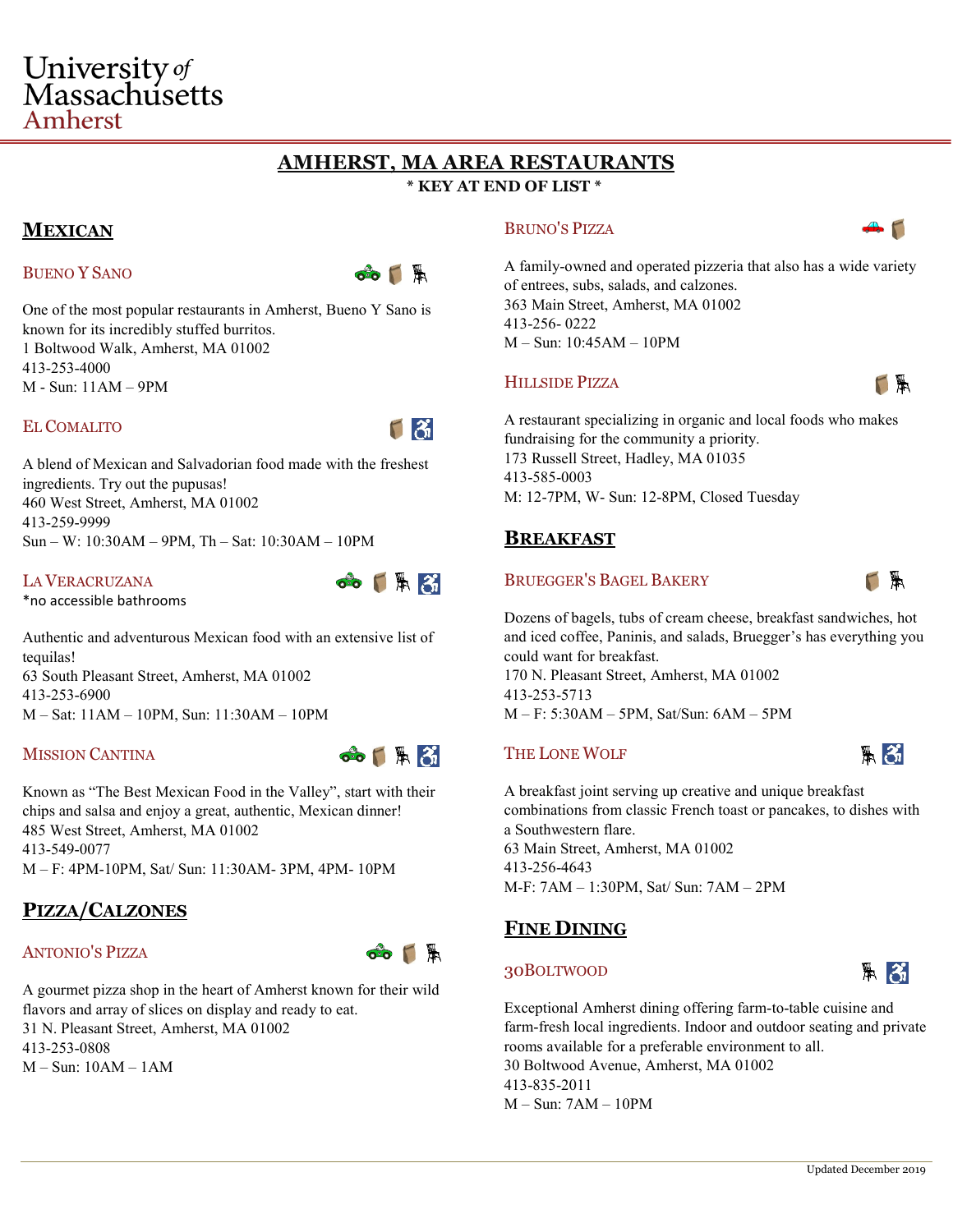University *of* Massachusetts Amherst

# AMHERST, MA AREA RESTAURANTS

**\* KEY AT END OF LIST \***

## MEXICAN

### BUENO Y SANO

One of the most popular restaurants in Amherst, Bueno Y Sano is known for its incredibly stuffed burritos.
1 Boltwood Walk, Amherst, MA 01002
413-253-4000
M - Sun: 11AM – 9PM

### EL COMALITO

A blend of Mexican and Salvadorian food made with the freshest ingredients. Try out the pupusas!
460 West Street, Amherst, MA 01002
413-259-9999
Sun – W: 10:30AM – 9PM, Th – Sat: 10:30AM – 10PM

### LA VERACRUZANA

*no accessible bathrooms

Authentic and adventurous Mexican food with an extensive list of tequilas!
63 South Pleasant Street, Amherst, MA 01002
413-253-6900
M – Sat: 11AM – 10PM, Sun: 11:30AM – 10PM

### MISSION CANTINA

Known as "The Best Mexican Food in the Valley", start with their chips and salsa and enjoy a great, authentic, Mexican dinner!
485 West Street, Amherst, MA 01002
413-549-0077
M – F: 4PM-10PM, Sat/ Sun: 11:30AM- 3PM, 4PM- 10PM

## PIZZA/CALZONES

### ANTONIO'S PIZZA

A gourmet pizza shop in the heart of Amherst known for their wild flavors and array of slices on display and ready to eat.
31 N. Pleasant Street, Amherst, MA 01002
413-253-0808
M – Sun: 10AM – 1AM

### BRUNO'S PIZZA

A family-owned and operated pizzeria that also has a wide variety of entrees, subs, salads, and calzones.
363 Main Street, Amherst, MA 01002
413-256- 0222
M – Sun: 10:45AM – 10PM

### HILLSIDE PIZZA

A restaurant specializing in organic and local foods who makes fundraising for the community a priority.
173 Russell Street, Hadley, MA 01035
413-585-0003
M: 12-7PM, W- Sun: 12-8PM, Closed Tuesday

## BREAKFAST

### BRUEGGER'S BAGEL BAKERY

Dozens of bagels, tubs of cream cheese, breakfast sandwiches, hot and iced coffee, Paninis, and salads, Bruegger's has everything you could want for breakfast.
170 N. Pleasant Street, Amherst, MA 01002
413-253-5713
M – F: 5:30AM – 5PM, Sat/Sun: 6AM – 5PM

### THE LONE WOLF

A breakfast joint serving up creative and unique breakfast combinations from classic French toast or pancakes, to dishes with a Southwestern flare.
63 Main Street, Amherst, MA 01002
413-256-4643
M-F: 7AM – 1:30PM, Sat/ Sun: 7AM – 2PM

## FINE DINING

### 30BOLTWOOD

Exceptional Amherst dining offering farm-to-table cuisine and farm-fresh local ingredients. Indoor and outdoor seating and private rooms available for a preferable environment to all.
30 Boltwood Avenue, Amherst, MA 01002
413-835-2011
M – Sun: 7AM – 10PM

Updated December 2019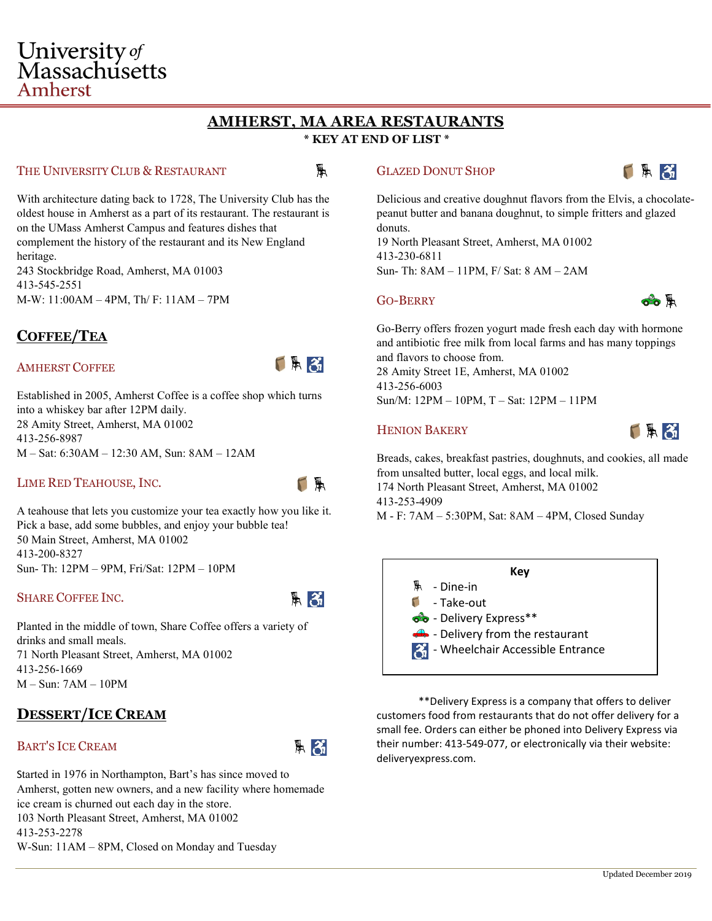University of Massachusetts Amherst

# AMHERST, MA AREA RESTAURANTS

**\* KEY AT END OF LIST \***

### THE UNIVERSITY CLUB & RESTAURANT

With architecture dating back to 1728, The University Club has the oldest house in Amherst as a part of its restaurant. The restaurant is on the UMass Amherst Campus and features dishes that complement the history of the restaurant and its New England heritage.
243 Stockbridge Road, Amherst, MA 01003
413-545-2551
M-W: 11:00AM – 4PM, Th/ F: 11AM – 7PM

## COFFEE/TEA

### AMHERST COFFEE

Established in 2005, Amherst Coffee is a coffee shop which turns into a whiskey bar after 12PM daily.
28 Amity Street, Amherst, MA 01002
413-256-8987
M – Sat: 6:30AM – 12:30 AM, Sun: 8AM – 12AM

### LIME RED TEAHOUSE, INC.

A teahouse that lets you customize your tea exactly how you like it. Pick a base, add some bubbles, and enjoy your bubble tea!
50 Main Street, Amherst, MA 01002
413-200-8327
Sun- Th: 12PM – 9PM, Fri/Sat: 12PM – 10PM

### SHARE COFFEE INC.

Planted in the middle of town, Share Coffee offers a variety of drinks and small meals.
71 North Pleasant Street, Amherst, MA 01002
413-256-1669
M – Sun: 7AM – 10PM

## DESSERT/ICE CREAM

### BART'S ICE CREAM

Started in 1976 in Northampton, Bart's has since moved to Amherst, gotten new owners, and a new facility where homemade ice cream is churned out each day in the store.
103 North Pleasant Street, Amherst, MA 01002
413-253-2278
W-Sun: 11AM – 8PM, Closed on Monday and Tuesday

### GLAZED DONUT SHOP

Delicious and creative doughnut flavors from the Elvis, a chocolate-peanut butter and banana doughnut, to simple fritters and glazed donuts.
19 North Pleasant Street, Amherst, MA 01002
413-230-6811
Sun- Th: 8AM – 11PM, F/ Sat: 8 AM – 2AM

### GO-BERRY

Go-Berry offers frozen yogurt made fresh each day with hormone and antibiotic free milk from local farms and has many toppings and flavors to choose from.
28 Amity Street 1E, Amherst, MA 01002
413-256-6003
Sun/M: 12PM – 10PM, T – Sat: 12PM – 11PM

### HENION BAKERY

Breads, cakes, breakfast pastries, doughnuts, and cookies, all made from unsalted butter, local eggs, and local milk.
174 North Pleasant Street, Amherst, MA 01002
413-253-4909
M - F: 7AM – 5:30PM, Sat: 8AM – 4PM, Closed Sunday

**Key**

- Dine-in
- Take-out
- Delivery Express**
- Delivery from the restaurant
- Wheelchair Accessible Entrance

**Delivery Express is a company that offers to deliver customers food from restaurants that do not offer delivery for a small fee. Orders can either be phoned into Delivery Express via their number: 413-549-077, or electronically via their website: deliveryexpress.com.

Updated December 2019